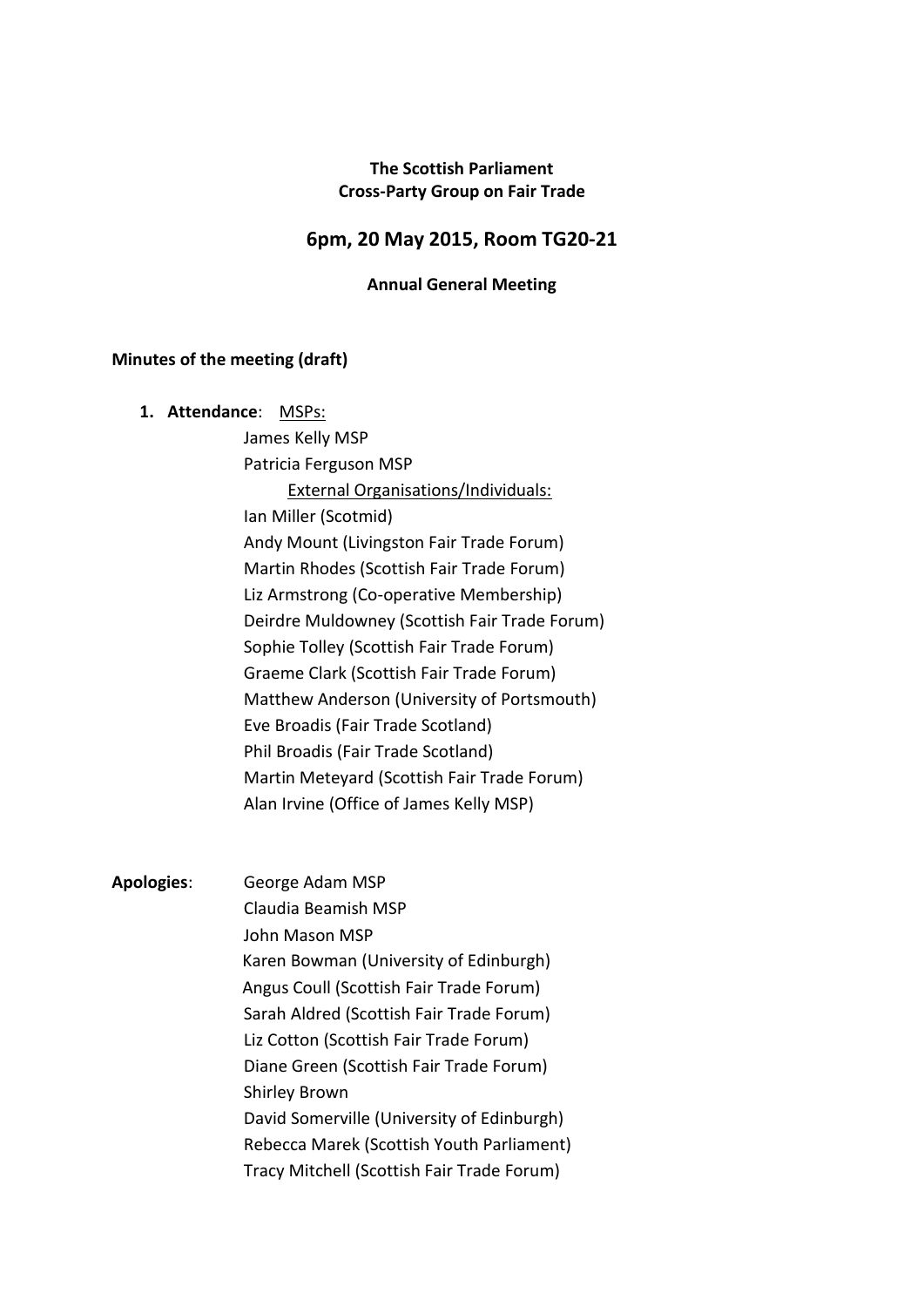**The Scottish Parliament**
**Cross-Party Group on Fair Trade**

## 6pm, 20 May 2015, Room TG20-21

**Annual General Meeting**

**Minutes of the meeting (draft)**

1. **Attendance**: MSPs:

   James Kelly MSP
   Patricia Ferguson MSP

   External Organisations/Individuals:

   Ian Miller (Scotmid)
   Andy Mount (Livingston Fair Trade Forum)
   Martin Rhodes (Scottish Fair Trade Forum)
   Liz Armstrong (Co-operative Membership)
   Deirdre Muldowney (Scottish Fair Trade Forum)
   Sophie Tolley (Scottish Fair Trade Forum)
   Graeme Clark (Scottish Fair Trade Forum)
   Matthew Anderson (University of Portsmouth)
   Eve Broadis (Fair Trade Scotland)
   Phil Broadis (Fair Trade Scotland)
   Martin Meteyard (Scottish Fair Trade Forum)
   Alan Irvine (Office of James Kelly MSP)

**Apologies**:

George Adam MSP
Claudia Beamish MSP
John Mason MSP
Karen Bowman (University of Edinburgh)
Angus Coull (Scottish Fair Trade Forum)
Sarah Aldred (Scottish Fair Trade Forum)
Liz Cotton (Scottish Fair Trade Forum)
Diane Green (Scottish Fair Trade Forum)
Shirley Brown
David Somerville (University of Edinburgh)
Rebecca Marek (Scottish Youth Parliament)
Tracy Mitchell (Scottish Fair Trade Forum)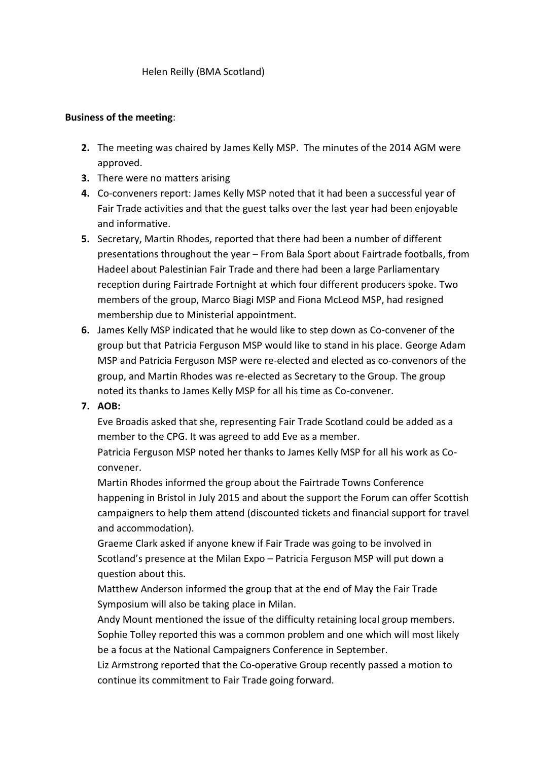Helen Reilly (BMA Scotland)

**Business of the meeting**:

2. The meeting was chaired by James Kelly MSP. The minutes of the 2014 AGM were approved.
3. There were no matters arising
4. Co-conveners report: James Kelly MSP noted that it had been a successful year of Fair Trade activities and that the guest talks over the last year had been enjoyable and informative.
5. Secretary, Martin Rhodes, reported that there had been a number of different presentations throughout the year – From Bala Sport about Fairtrade footballs, from Hadeel about Palestinian Fair Trade and there had been a large Parliamentary reception during Fairtrade Fortnight at which four different producers spoke. Two members of the group, Marco Biagi MSP and Fiona McLeod MSP, had resigned membership due to Ministerial appointment.
6. James Kelly MSP indicated that he would like to step down as Co-convener of the group but that Patricia Ferguson MSP would like to stand in his place. George Adam MSP and Patricia Ferguson MSP were re-elected and elected as co-convenors of the group, and Martin Rhodes was re-elected as Secretary to the Group. The group noted its thanks to James Kelly MSP for all his time as Co-convener.
7. **AOB:**

   Eve Broadis asked that she, representing Fair Trade Scotland could be added as a member to the CPG. It was agreed to add Eve as a member.

   Patricia Ferguson MSP noted her thanks to James Kelly MSP for all his work as Co-convener.

   Martin Rhodes informed the group about the Fairtrade Towns Conference happening in Bristol in July 2015 and about the support the Forum can offer Scottish campaigners to help them attend (discounted tickets and financial support for travel and accommodation).

   Graeme Clark asked if anyone knew if Fair Trade was going to be involved in Scotland's presence at the Milan Expo – Patricia Ferguson MSP will put down a question about this.

   Matthew Anderson informed the group that at the end of May the Fair Trade Symposium will also be taking place in Milan.

   Andy Mount mentioned the issue of the difficulty retaining local group members. Sophie Tolley reported this was a common problem and one which will most likely be a focus at the National Campaigners Conference in September.

   Liz Armstrong reported that the Co-operative Group recently passed a motion to continue its commitment to Fair Trade going forward.